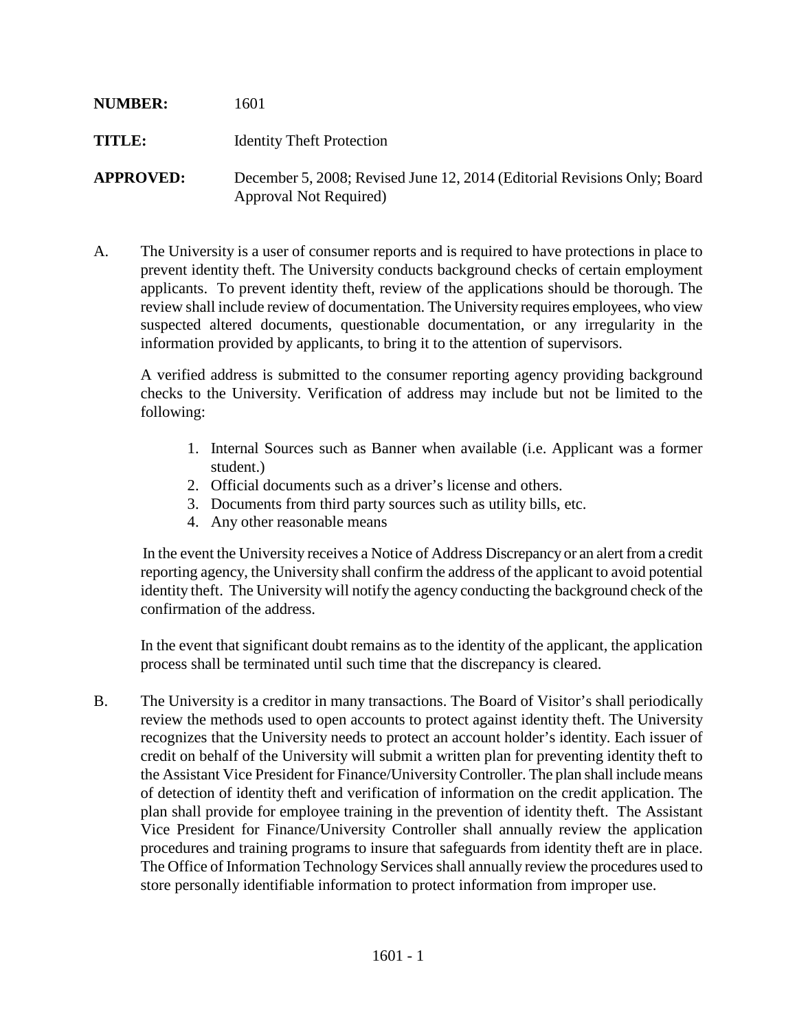**NUMBER:** 1601

**TITLE:** Identity Theft Protection

**APPROVED:** December 5, 2008; Revised June 12, 2014 (Editorial Revisions Only; Board Approval Not Required)

A. The University is a user of consumer reports and is required to have protections in place to prevent identity theft. The University conducts background checks of certain employment applicants. To prevent identity theft, review of the applications should be thorough. The review shall include review of documentation. The University requires employees, who view suspected altered documents, questionable documentation, or any irregularity in the information provided by applicants, to bring it to the attention of supervisors.

   A verified address is submitted to the consumer reporting agency providing background checks to the University. Verification of address may include but not be limited to the following:

   1. Internal Sources such as Banner when available (i.e. Applicant was a former student.)
   2. Official documents such as a driver's license and others.
   3. Documents from third party sources such as utility bills, etc.
   4. Any other reasonable means

   In the event the University receives a Notice of Address Discrepancy or an alert from a credit reporting agency, the University shall confirm the address of the applicant to avoid potential identity theft. The University will notify the agency conducting the background check of the confirmation of the address.

   In the event that significant doubt remains as to the identity of the applicant, the application process shall be terminated until such time that the discrepancy is cleared.

B. The University is a creditor in many transactions. The Board of Visitor's shall periodically review the methods used to open accounts to protect against identity theft. The University recognizes that the University needs to protect an account holder's identity. Each issuer of credit on behalf of the University will submit a written plan for preventing identity theft to the Assistant Vice President for Finance/University Controller. The plan shall include means of detection of identity theft and verification of information on the credit application. The plan shall provide for employee training in the prevention of identity theft. The Assistant Vice President for Finance/University Controller shall annually review the application procedures and training programs to insure that safeguards from identity theft are in place. The Office of Information Technology Services shall annually review the procedures used to store personally identifiable information to protect information from improper use.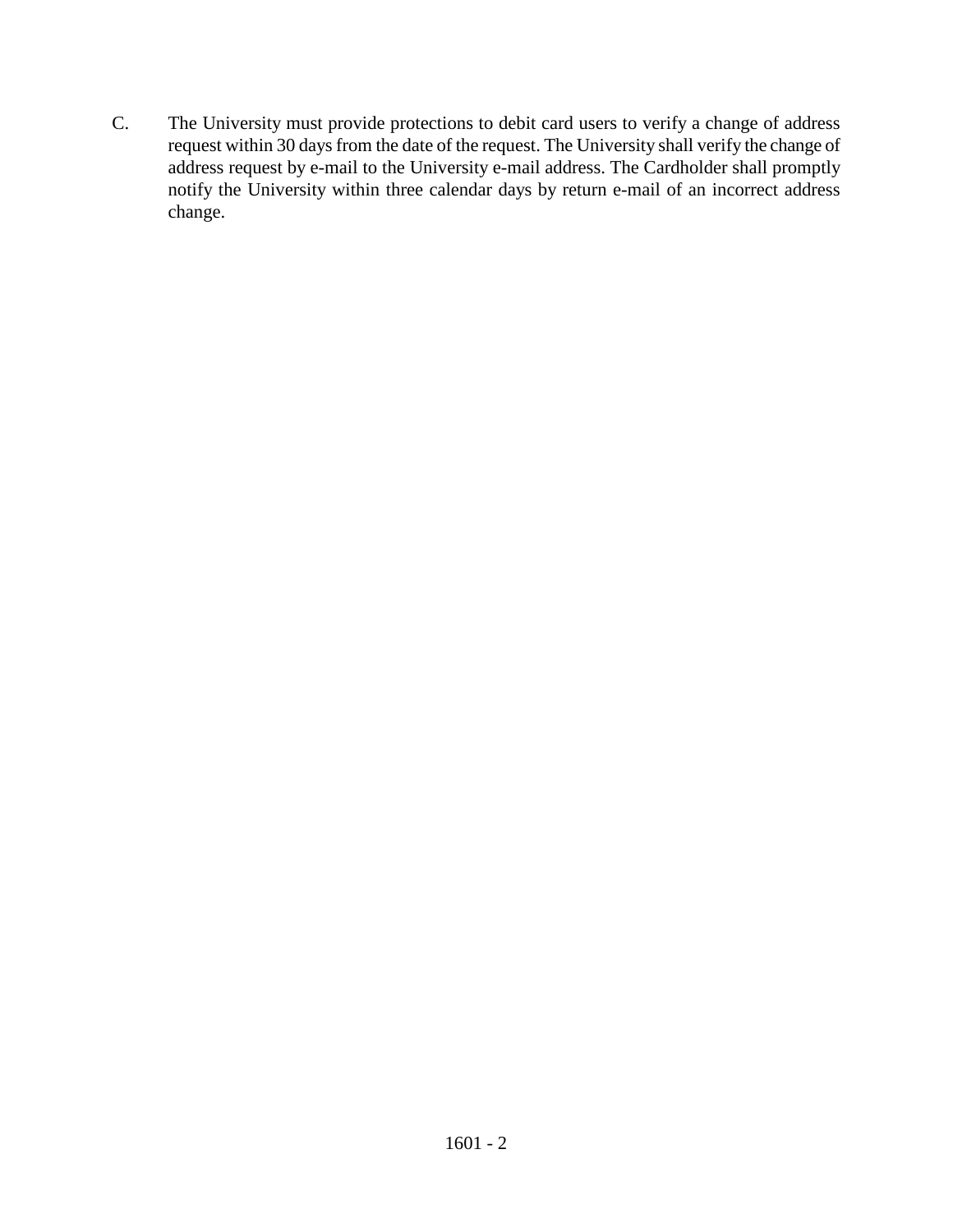C. The University must provide protections to debit card users to verify a change of address request within 30 days from the date of the request. The University shall verify the change of address request by e-mail to the University e-mail address. The Cardholder shall promptly notify the University within three calendar days by return e-mail of an incorrect address change.